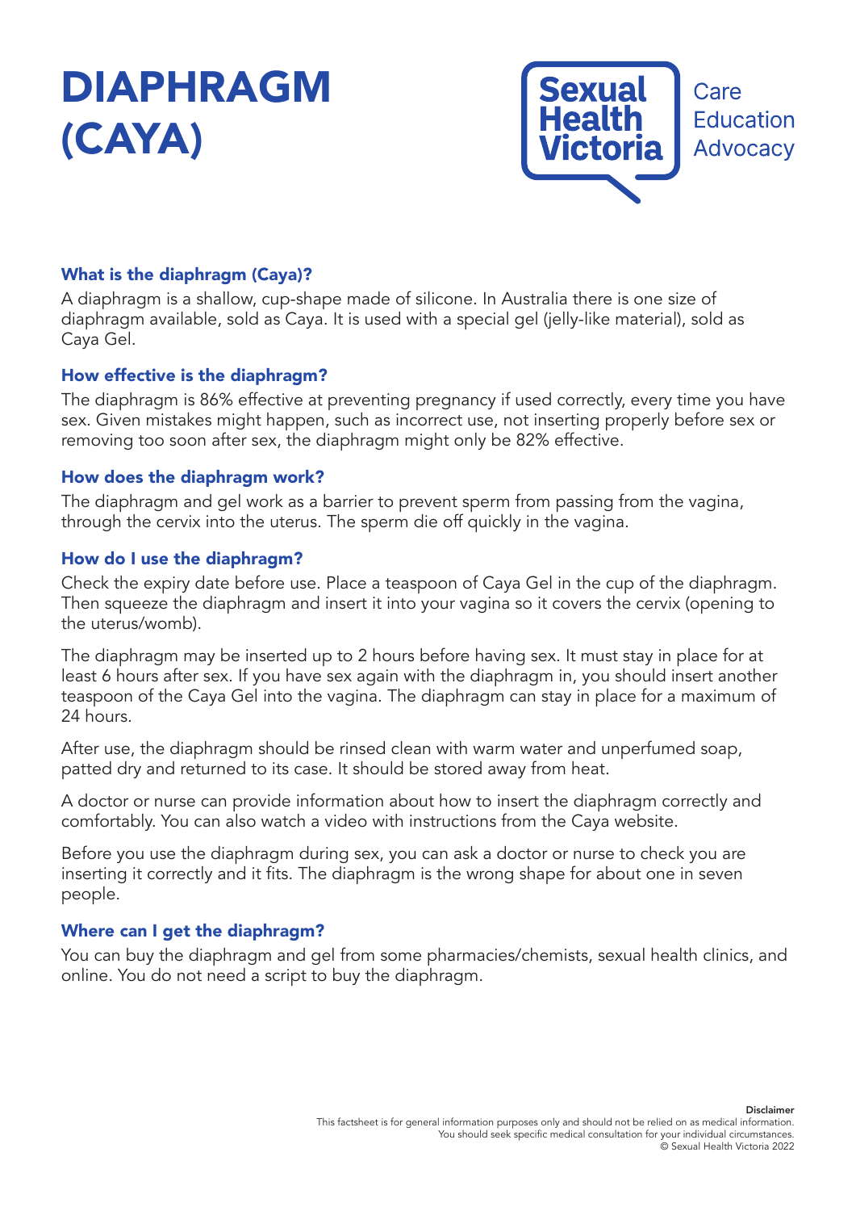# DIAPHRAGM (CAYA)

Sexual Health Victoria

Care
Education
Advocacy

## What is the diaphragm (Caya)?

A diaphragm is a shallow, cup-shape made of silicone. In Australia there is one size of diaphragm available, sold as Caya. It is used with a special gel (jelly-like material), sold as Caya Gel.

## How effective is the diaphragm?

The diaphragm is 86% effective at preventing pregnancy if used correctly, every time you have sex. Given mistakes might happen, such as incorrect use, not inserting properly before sex or removing too soon after sex, the diaphragm might only be 82% effective.

## How does the diaphragm work?

The diaphragm and gel work as a barrier to prevent sperm from passing from the vagina, through the cervix into the uterus. The sperm die off quickly in the vagina.

## How do I use the diaphragm?

Check the expiry date before use. Place a teaspoon of Caya Gel in the cup of the diaphragm. Then squeeze the diaphragm and insert it into your vagina so it covers the cervix (opening to the uterus/womb).

The diaphragm may be inserted up to 2 hours before having sex. It must stay in place for at least 6 hours after sex. If you have sex again with the diaphragm in, you should insert another teaspoon of the Caya Gel into the vagina. The diaphragm can stay in place for a maximum of 24 hours.

After use, the diaphragm should be rinsed clean with warm water and unperfumed soap, patted dry and returned to its case. It should be stored away from heat.

A doctor or nurse can provide information about how to insert the diaphragm correctly and comfortably. You can also watch a video with instructions from the Caya website.

Before you use the diaphragm during sex, you can ask a doctor or nurse to check you are inserting it correctly and it fits. The diaphragm is the wrong shape for about one in seven people.

## Where can I get the diaphragm?

You can buy the diaphragm and gel from some pharmacies/chemists, sexual health clinics, and online. You do not need a script to buy the diaphragm.

**Disclaimer**
This factsheet is for general information purposes only and should not be relied on as medical information.
You should seek specific medical consultation for your individual circumstances.
© Sexual Health Victoria 2022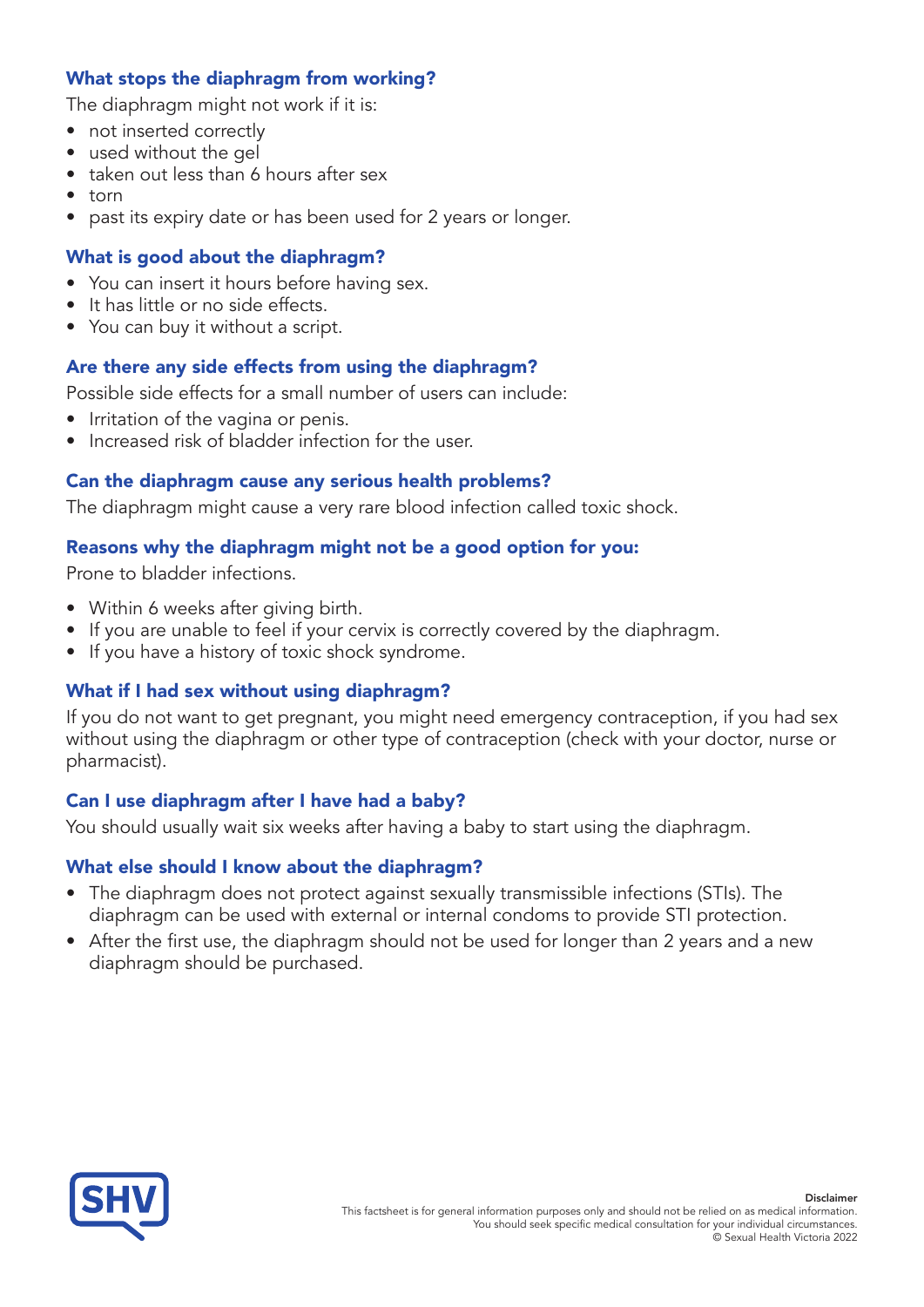## What stops the diaphragm from working?

The diaphragm might not work if it is:

- not inserted correctly
- used without the gel
- taken out less than 6 hours after sex
- torn
- past its expiry date or has been used for 2 years or longer.

## What is good about the diaphragm?

- You can insert it hours before having sex.
- It has little or no side effects.
- You can buy it without a script.

## Are there any side effects from using the diaphragm?

Possible side effects for a small number of users can include:

- Irritation of the vagina or penis.
- Increased risk of bladder infection for the user.

## Can the diaphragm cause any serious health problems?

The diaphragm might cause a very rare blood infection called toxic shock.

## Reasons why the diaphragm might not be a good option for you:

Prone to bladder infections.

- Within 6 weeks after giving birth.
- If you are unable to feel if your cervix is correctly covered by the diaphragm.
- If you have a history of toxic shock syndrome.

## What if I had sex without using diaphragm?

If you do not want to get pregnant, you might need emergency contraception, if you had sex without using the diaphragm or other type of contraception (check with your doctor, nurse or pharmacist).

## Can I use diaphragm after I have had a baby?

You should usually wait six weeks after having a baby to start using the diaphragm.

## What else should I know about the diaphragm?

- The diaphragm does not protect against sexually transmissible infections (STIs). The diaphragm can be used with external or internal condoms to provide STI protection.
- After the first use, the diaphragm should not be used for longer than 2 years and a new diaphragm should be purchased.

SHV

**Disclaimer**
This factsheet is for general information purposes only and should not be relied on as medical information.
You should seek specific medical consultation for your individual circumstances.
© Sexual Health Victoria 2022